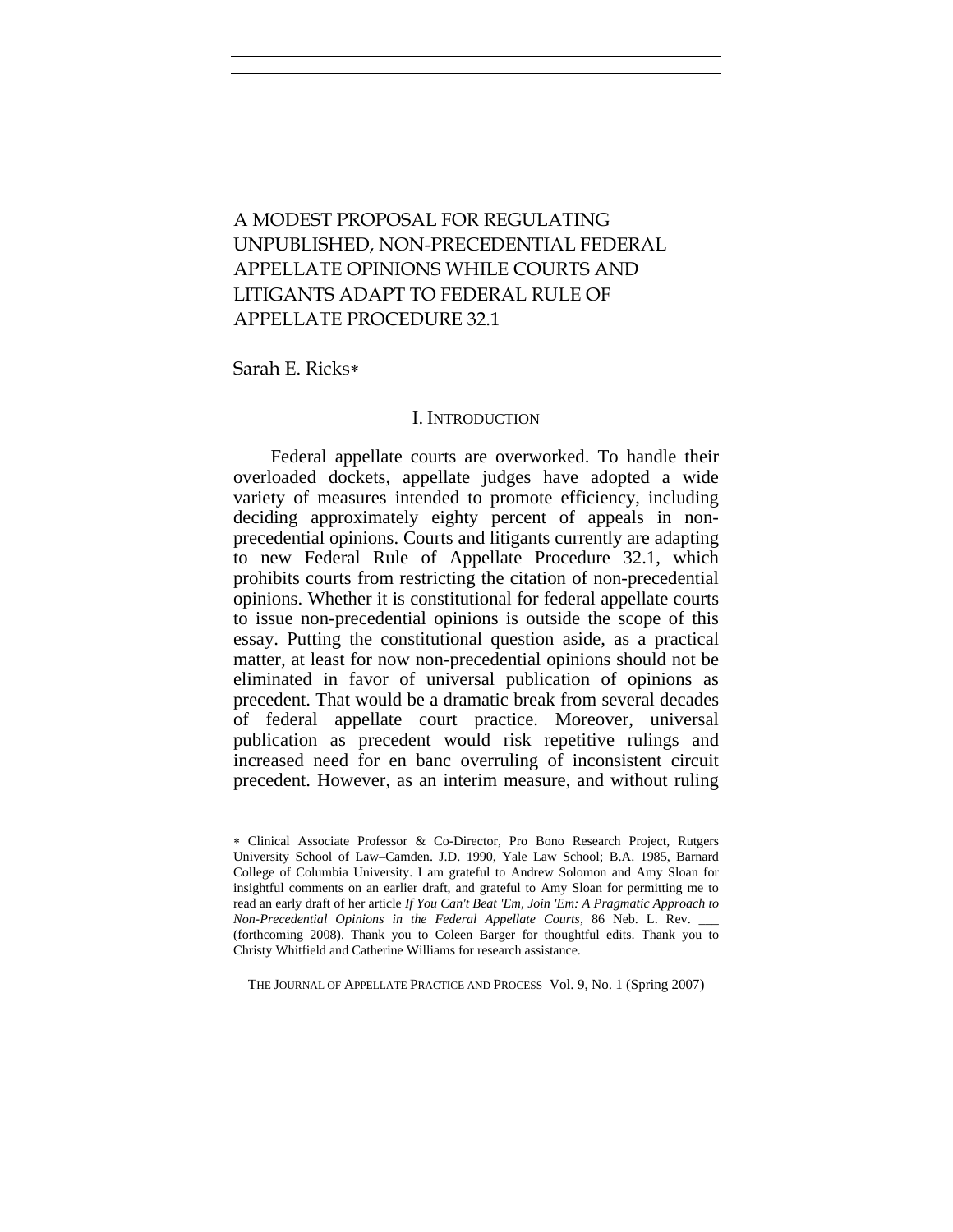# A MODEST PROPOSAL FOR REGULATING UNPUBLISHED, NON-PRECEDENTIAL FEDERAL APPELLATE OPINIONS WHILE COURTS AND LITIGANTS ADAPT TO FEDERAL RULE OF APPELLATE PROCEDURE 32.1

Sarah E. Ricks*

## I. INTRODUCTION

Federal appellate courts are overworked. To handle their overloaded dockets, appellate judges have adopted a wide variety of measures intended to promote efficiency, including deciding approximately eighty percent of appeals in non-precedential opinions. Courts and litigants currently are adapting to new Federal Rule of Appellate Procedure 32.1, which prohibits courts from restricting the citation of non-precedential opinions. Whether it is constitutional for federal appellate courts to issue non-precedential opinions is outside the scope of this essay. Putting the constitutional question aside, as a practical matter, at least for now non-precedential opinions should not be eliminated in favor of universal publication of opinions as precedent. That would be a dramatic break from several decades of federal appellate court practice. Moreover, universal publication as precedent would risk repetitive rulings and increased need for en banc overruling of inconsistent circuit precedent. However, as an interim measure, and without ruling

---

* Clinical Associate Professor & Co-Director, Pro Bono Research Project, Rutgers University School of Law–Camden. J.D. 1990, Yale Law School; B.A. 1985, Barnard College of Columbia University. I am grateful to Andrew Solomon and Amy Sloan for insightful comments on an earlier draft, and grateful to Amy Sloan for permitting me to read an early draft of her article *If You Can't Beat 'Em, Join 'Em: A Pragmatic Approach to Non-Precedential Opinions in the Federal Appellate Courts*, 86 Neb. L. Rev. ___ (forthcoming 2008). Thank you to Coleen Barger for thoughtful edits. Thank you to Christy Whitfield and Catherine Williams for research assistance.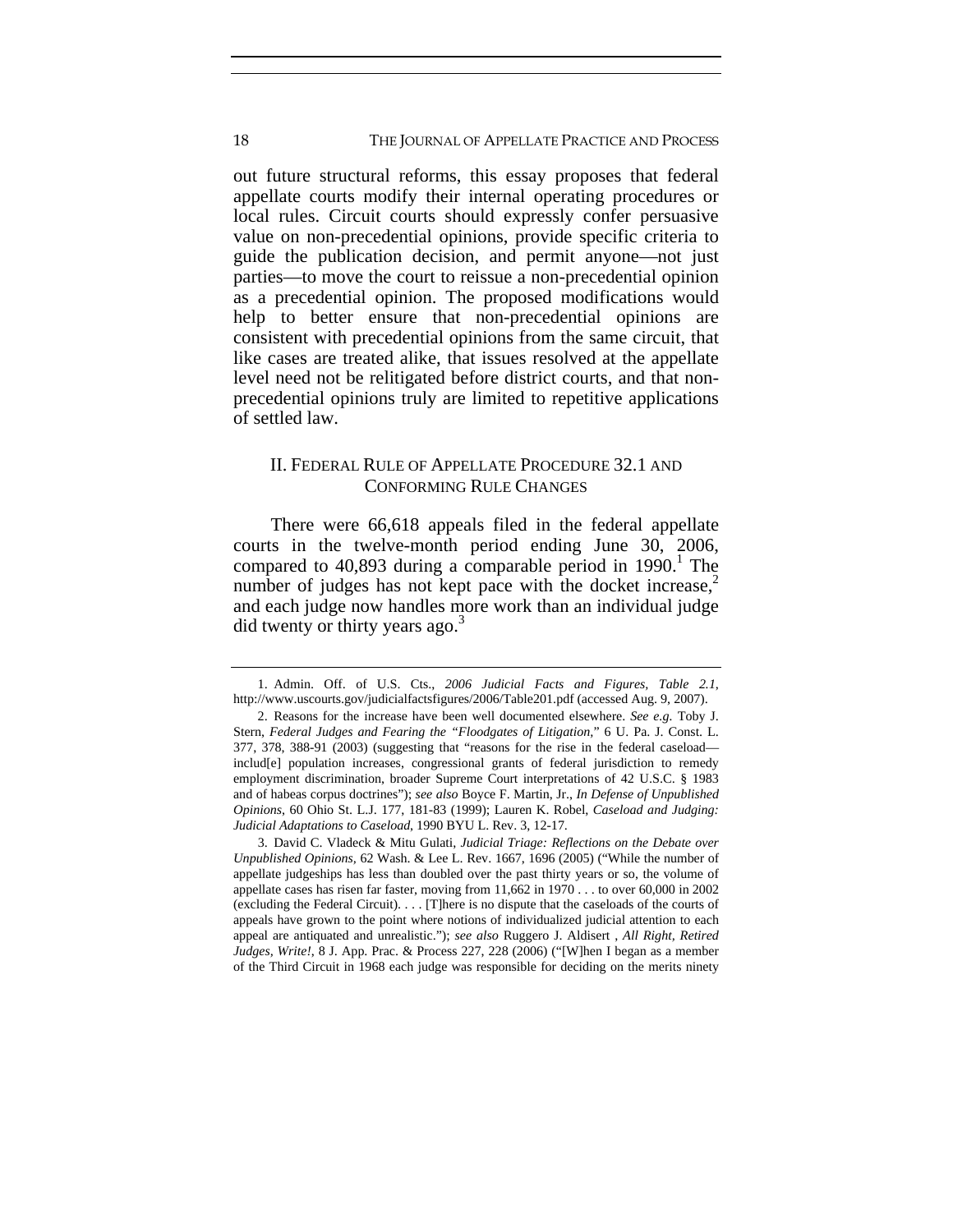out future structural reforms, this essay proposes that federal appellate courts modify their internal operating procedures or local rules. Circuit courts should expressly confer persuasive value on non-precedential opinions, provide specific criteria to guide the publication decision, and permit anyone—not just parties—to move the court to reissue a non-precedential opinion as a precedential opinion. The proposed modifications would help to better ensure that non-precedential opinions are consistent with precedential opinions from the same circuit, that like cases are treated alike, that issues resolved at the appellate level need not be relitigated before district courts, and that non-precedential opinions truly are limited to repetitive applications of settled law.

## II. Federal Rule of Appellate Procedure 32.1 and Conforming Rule Changes

There were 66,618 appeals filed in the federal appellate courts in the twelve-month period ending June 30, 2006, compared to 40,893 during a comparable period in 1990.[1] The number of judges has not kept pace with the docket increase,[2] and each judge now handles more work than an individual judge did twenty or thirty years ago.[3]

---

1. Admin. Off. of U.S. Cts., *2006 Judicial Facts and Figures, Table 2.1*, http://www.uscourts.gov/judicialfactsfigures/2006/Table201.pdf (accessed Aug. 9, 2007).

2. Reasons for the increase have been well documented elsewhere. *See e.g.* Toby J. Stern, *Federal Judges and Fearing the "Floodgates of Litigation*," 6 U. Pa. J. Const. L. 377, 378, 388-91 (2003) (suggesting that "reasons for the rise in the federal caseload—includ[e] population increases, congressional grants of federal jurisdiction to remedy employment discrimination, broader Supreme Court interpretations of 42 U.S.C. § 1983 and of habeas corpus doctrines"); *see also* Boyce F. Martin, Jr., *In Defense of Unpublished Opinions*, 60 Ohio St. L.J. 177, 181-83 (1999); Lauren K. Robel, *Caseload and Judging: Judicial Adaptations to Caseload*, 1990 BYU L. Rev. 3, 12-17.

3. David C. Vladeck & Mitu Gulati, *Judicial Triage: Reflections on the Debate over Unpublished Opinions*, 62 Wash. & Lee L. Rev. 1667, 1696 (2005) ("While the number of appellate judgeships has less than doubled over the past thirty years or so, the volume of appellate cases has risen far faster, moving from 11,662 in 1970 . . . to over 60,000 in 2002 (excluding the Federal Circuit). . . . [T]here is no dispute that the caseloads of the courts of appeals have grown to the point where notions of individualized judicial attention to each appeal are antiquated and unrealistic."); *see also* Ruggero J. Aldisert , *All Right, Retired Judges, Write!*, 8 J. App. Prac. & Process 227, 228 (2006) ("[W]hen I began as a member of the Third Circuit in 1968 each judge was responsible for deciding on the merits ninety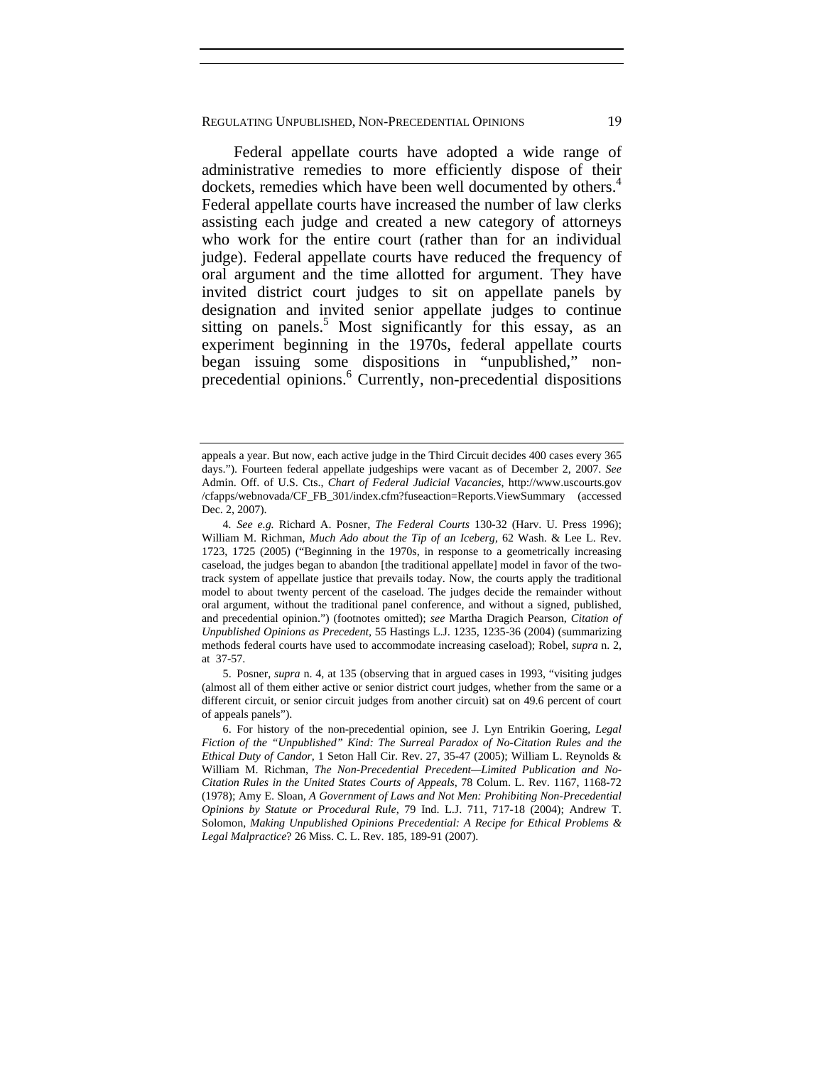Federal appellate courts have adopted a wide range of administrative remedies to more efficiently dispose of their dockets, remedies which have been well documented by others.[4] Federal appellate courts have increased the number of law clerks assisting each judge and created a new category of attorneys who work for the entire court (rather than for an individual judge). Federal appellate courts have reduced the frequency of oral argument and the time allotted for argument. They have invited district court judges to sit on appellate panels by designation and invited senior appellate judges to continue sitting on panels.[5] Most significantly for this essay, as an experiment beginning in the 1970s, federal appellate courts began issuing some dispositions in "unpublished," non-precedential opinions.[6] Currently, non-precedential dispositions

---

appeals a year. But now, each active judge in the Third Circuit decides 400 cases every 365 days."). Fourteen federal appellate judgeships were vacant as of December 2, 2007. *See* Admin. Off. of U.S. Cts., *Chart of Federal Judicial Vacancies*, http://www.uscourts.gov /cfapps/webnovada/CF_FB_301/index.cfm?fuseaction=Reports.ViewSummary (accessed Dec. 2, 2007).

4. *See e.g.* Richard A. Posner, *The Federal Courts* 130-32 (Harv. U. Press 1996); William M. Richman, *Much Ado about the Tip of an Iceberg*, 62 Wash. & Lee L. Rev. 1723, 1725 (2005) ("Beginning in the 1970s, in response to a geometrically increasing caseload, the judges began to abandon [the traditional appellate] model in favor of the two-track system of appellate justice that prevails today. Now, the courts apply the traditional model to about twenty percent of the caseload. The judges decide the remainder without oral argument, without the traditional panel conference, and without a signed, published, and precedential opinion.") (footnotes omitted); *see* Martha Dragich Pearson, *Citation of Unpublished Opinions as Precedent*, 55 Hastings L.J. 1235, 1235-36 (2004) (summarizing methods federal courts have used to accommodate increasing caseload); Robel, *supra* n. 2, at 37-57.

5. Posner, *supra* n. 4, at 135 (observing that in argued cases in 1993, "visiting judges (almost all of them either active or senior district court judges, whether from the same or a different circuit, or senior circuit judges from another circuit) sat on 49.6 percent of court of appeals panels").

6. For history of the non-precedential opinion, see J. Lyn Entrikin Goering, *Legal Fiction of the "Unpublished" Kind: The Surreal Paradox of No-Citation Rules and the Ethical Duty of Candor*, 1 Seton Hall Cir. Rev. 27, 35-47 (2005); William L. Reynolds & William M. Richman, *The Non-Precedential Precedent—Limited Publication and No-Citation Rules in the United States Courts of Appeals*, 78 Colum. L. Rev. 1167, 1168-72 (1978); Amy E. Sloan, *A Government of Laws and Not Men: Prohibiting Non-Precedential Opinions by Statute or Procedural Rule*, 79 Ind. L.J. 711, 717-18 (2004); Andrew T. Solomon, *Making Unpublished Opinions Precedential: A Recipe for Ethical Problems & Legal Malpractice*? 26 Miss. C. L. Rev. 185, 189-91 (2007).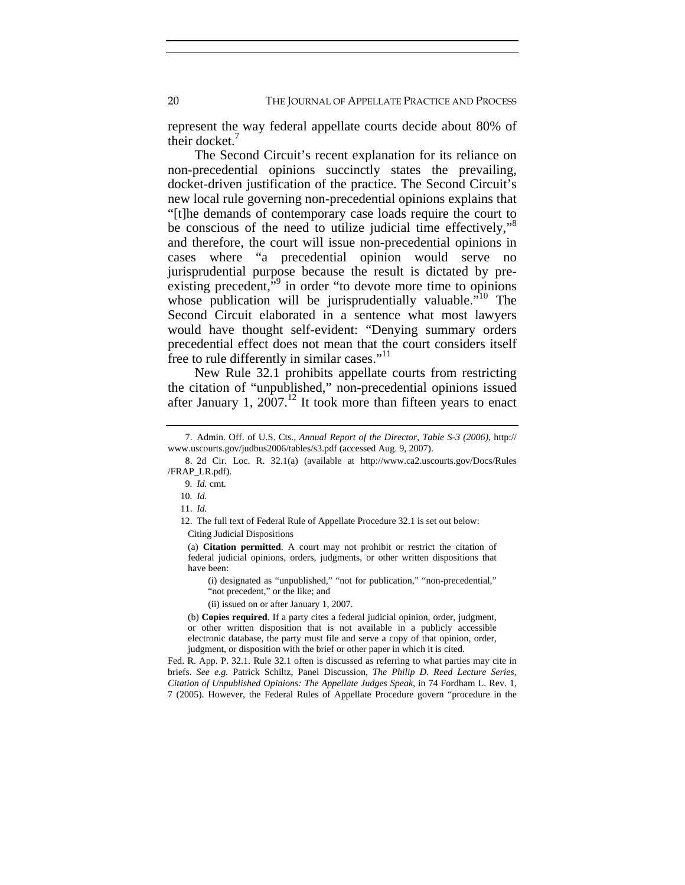represent the way federal appellate courts decide about 80% of their docket.[7]

The Second Circuit's recent explanation for its reliance on non-precedential opinions succinctly states the prevailing, docket-driven justification of the practice. The Second Circuit's new local rule governing non-precedential opinions explains that "[t]he demands of contemporary case loads require the court to be conscious of the need to utilize judicial time effectively,"[8] and therefore, the court will issue non-precedential opinions in cases where "a precedential opinion would serve no jurisprudential purpose because the result is dictated by pre-existing precedent,"[9] in order "to devote more time to opinions whose publication will be jurisprudentially valuable."[10] The Second Circuit elaborated in a sentence what most lawyers would have thought self-evident: "Denying summary orders precedential effect does not mean that the court considers itself free to rule differently in similar cases."[11]

New Rule 32.1 prohibits appellate courts from restricting the citation of "unpublished," non-precedential opinions issued after January 1, 2007.[12] It took more than fifteen years to enact

---

7. Admin. Off. of U.S. Cts., *Annual Report of the Director, Table S-3 (2006)*, http://www.uscourts.gov/judbus2006/tables/s3.pdf (accessed Aug. 9, 2007).

8. 2d Cir. Loc. R. 32.1(a) (available at http://www.ca2.uscourts.gov/Docs/Rules/FRAP_LR.pdf).

9. *Id.* cmt.

10. *Id.*

11. *Id.*

12. The full text of Federal Rule of Appellate Procedure 32.1 is set out below:

> Citing Judicial Dispositions
>
> (a) **Citation permitted**. A court may not prohibit or restrict the citation of federal judicial opinions, orders, judgments, or other written dispositions that have been:
>
> (i) designated as "unpublished," "not for publication," "non-precedential," "not precedent," or the like; and
>
> (ii) issued on or after January 1, 2007.
>
> (b) **Copies required**. If a party cites a federal judicial opinion, order, judgment, or other written disposition that is not available in a publicly accessible electronic database, the party must file and serve a copy of that opinion, order, judgment, or disposition with the brief or other paper in which it is cited.

Fed. R. App. P. 32.1. Rule 32.1 often is discussed as referring to what parties may cite in briefs. *See e.g.* Patrick Schiltz, Panel Discussion, *The Philip D. Reed Lecture Series, Citation of Unpublished Opinions: The Appellate Judges Speak*, in 74 Fordham L. Rev. 1, 7 (2005). However, the Federal Rules of Appellate Procedure govern "procedure in the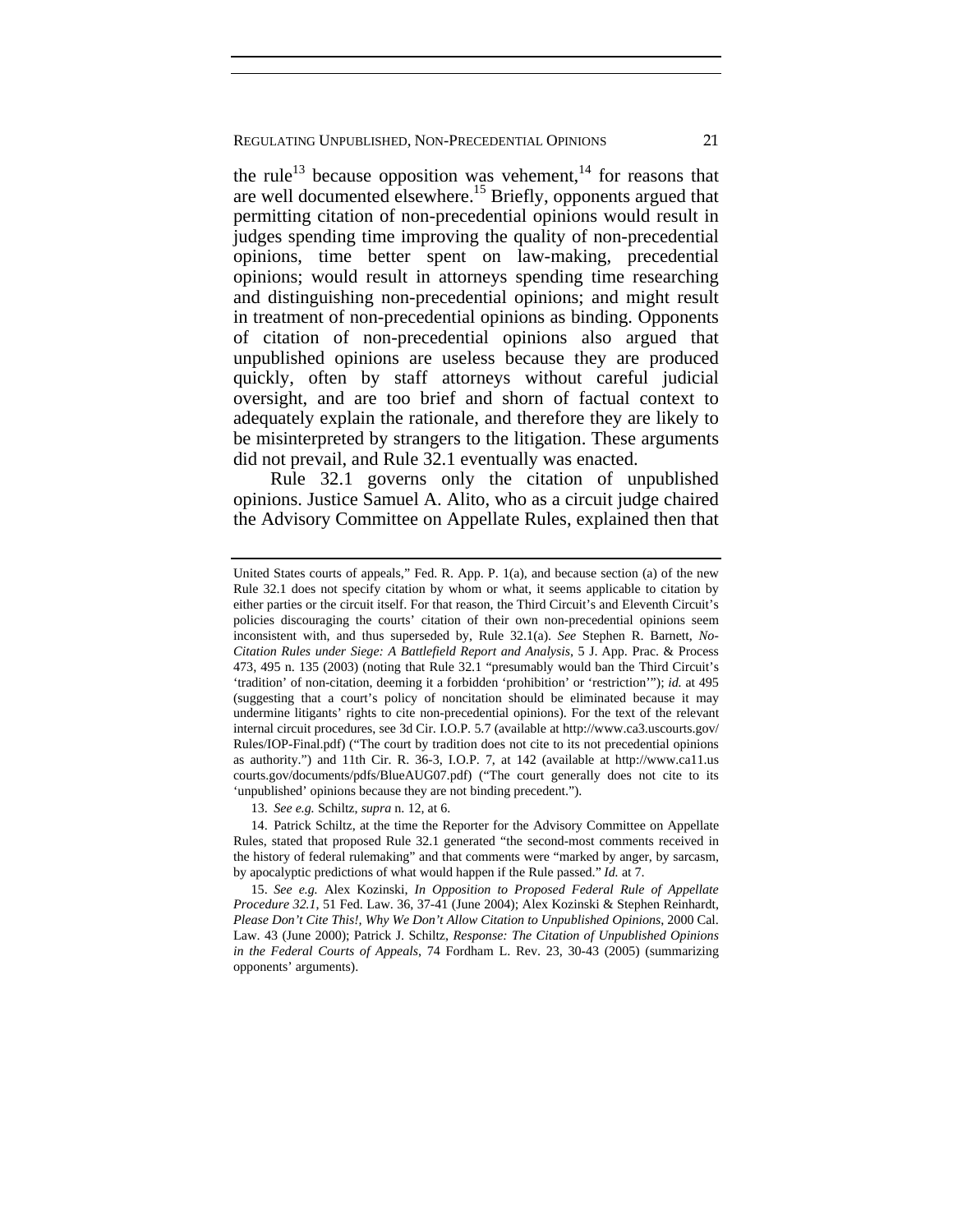the rule[13] because opposition was vehement,[14] for reasons that are well documented elsewhere.[15] Briefly, opponents argued that permitting citation of non-precedential opinions would result in judges spending time improving the quality of non-precedential opinions, time better spent on law-making, precedential opinions; would result in attorneys spending time researching and distinguishing non-precedential opinions; and might result in treatment of non-precedential opinions as binding. Opponents of citation of non-precedential opinions also argued that unpublished opinions are useless because they are produced quickly, often by staff attorneys without careful judicial oversight, and are too brief and shorn of factual context to adequately explain the rationale, and therefore they are likely to be misinterpreted by strangers to the litigation. These arguments did not prevail, and Rule 32.1 eventually was enacted.

Rule 32.1 governs only the citation of unpublished opinions. Justice Samuel A. Alito, who as a circuit judge chaired the Advisory Committee on Appellate Rules, explained then that

---

United States courts of appeals," Fed. R. App. P. 1(a), and because section (a) of the new Rule 32.1 does not specify citation by whom or what, it seems applicable to citation by either parties or the circuit itself. For that reason, the Third Circuit's and Eleventh Circuit's policies discouraging the courts' citation of their own non-precedential opinions seem inconsistent with, and thus superseded by, Rule 32.1(a). *See* Stephen R. Barnett, *No-Citation Rules under Siege: A Battlefield Report and Analysis*, 5 J. App. Prac. & Process 473, 495 n. 135 (2003) (noting that Rule 32.1 "presumably would ban the Third Circuit's 'tradition' of non-citation, deeming it a forbidden 'prohibition' or 'restriction'"); *id.* at 495 (suggesting that a court's policy of noncitation should be eliminated because it may undermine litigants' rights to cite non-precedential opinions). For the text of the relevant internal circuit procedures, see 3d Cir. I.O.P. 5.7 (available at http://www.ca3.uscourts.gov/Rules/IOP-Final.pdf) ("The court by tradition does not cite to its not precedential opinions as authority.") and 11th Cir. R. 36-3, I.O.P. 7, at 142 (available at http://www.ca11.uscourts.gov/documents/pdfs/BlueAUG07.pdf) ("The court generally does not cite to its 'unpublished' opinions because they are not binding precedent.").

13. *See e.g.* Schiltz, *supra* n. 12, at 6.

14. Patrick Schiltz, at the time the Reporter for the Advisory Committee on Appellate Rules, stated that proposed Rule 32.1 generated "the second-most comments received in the history of federal rulemaking" and that comments were "marked by anger, by sarcasm, by apocalyptic predictions of what would happen if the Rule passed." *Id.* at 7.

15. *See e.g.* Alex Kozinski, *In Opposition to Proposed Federal Rule of Appellate Procedure 32.1*, 51 Fed. Law. 36, 37-41 (June 2004); Alex Kozinski & Stephen Reinhardt, *Please Don't Cite This!, Why We Don't Allow Citation to Unpublished Opinions*, 2000 Cal. Law. 43 (June 2000); Patrick J. Schiltz, *Response: The Citation of Unpublished Opinions in the Federal Courts of Appeals*, 74 Fordham L. Rev. 23, 30-43 (2005) (summarizing opponents' arguments).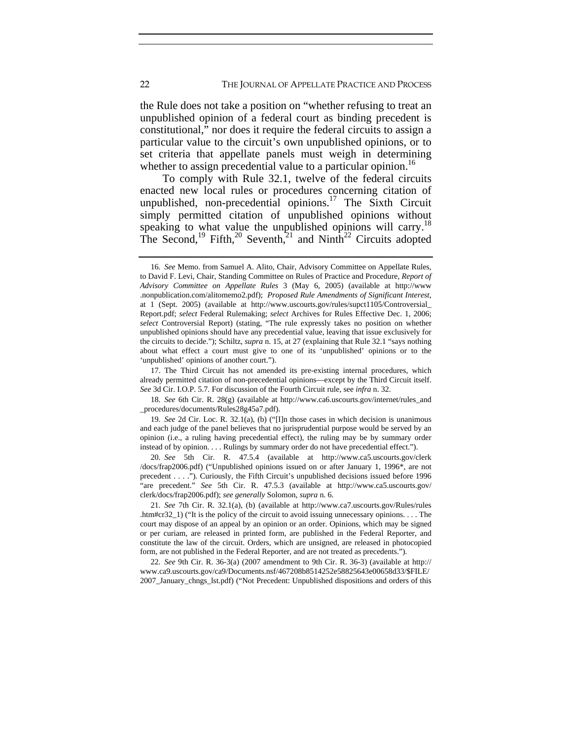the Rule does not take a position on "whether refusing to treat an unpublished opinion of a federal court as binding precedent is constitutional," nor does it require the federal circuits to assign a particular value to the circuit's own unpublished opinions, or to set criteria that appellate panels must weigh in determining whether to assign precedential value to a particular opinion.[16]

To comply with Rule 32.1, twelve of the federal circuits enacted new local rules or procedures concerning citation of unpublished, non-precedential opinions.[17] The Sixth Circuit simply permitted citation of unpublished opinions without speaking to what value the unpublished opinions will carry.[18] The Second,[19] Fifth,[20] Seventh,[21] and Ninth[22] Circuits adopted

---

16. *See* Memo. from Samuel A. Alito, Chair, Advisory Committee on Appellate Rules, to David F. Levi, Chair, Standing Committee on Rules of Practice and Procedure, *Report of Advisory Committee on Appellate Rules* 3 (May 6, 2005) (available at http://www.nonpublication.com/alitomemo2.pdf); *Proposed Rule Amendments of Significant Interest*, at 1 (Sept. 2005) (available at http://www.uscourts.gov/rules/supct1105/Controversial_Report.pdf; *select* Federal Rulemaking; *select* Archives for Rules Effective Dec. 1, 2006; *select* Controversial Report) (stating, "The rule expressly takes no position on whether unpublished opinions should have any precedential value, leaving that issue exclusively for the circuits to decide."); Schiltz, *supra* n. 15, at 27 (explaining that Rule 32.1 "says nothing about what effect a court must give to one of its 'unpublished' opinions or to the 'unpublished' opinions of another court.").

17. The Third Circuit has not amended its pre-existing internal procedures, which already permitted citation of non-precedential opinions—except by the Third Circuit itself. *See* 3d Cir. I.O.P. 5.7. For discussion of the Fourth Circuit rule, see *infra* n. 32.

18. *See* 6th Cir. R. 28(g) (available at http://www.ca6.uscourts.gov/internet/rules_and_procedures/documents/Rules28g45a7.pdf).

19. *See* 2d Cir. Loc. R. 32.1(a), (b) ("[I]n those cases in which decision is unanimous and each judge of the panel believes that no jurisprudential purpose would be served by an opinion (i.e., a ruling having precedential effect), the ruling may be by summary order instead of by opinion. . . . Rulings by summary order do not have precedential effect.").

20. *See* 5th Cir. R. 47.5.4 (available at http://www.ca5.uscourts.gov/clerk/docs/frap2006.pdf) ("Unpublished opinions issued on or after January 1, 1996*, are not precedent . . . ."). Curiously, the Fifth Circuit's unpublished decisions issued before 1996 "are precedent." *See* 5th Cir. R. 47.5.3 (available at http://www.ca5.uscourts.gov/clerk/docs/frap2006.pdf); *see generally* Solomon, *supra* n. 6.

21. *See* 7th Cir. R. 32.1(a), (b) (available at http://www.ca7.uscourts.gov/Rules/rules.htm#cr32_1) ("It is the policy of the circuit to avoid issuing unnecessary opinions. . . . The court may dispose of an appeal by an opinion or an order. Opinions, which may be signed or per curiam, are released in printed form, are published in the Federal Reporter, and constitute the law of the circuit. Orders, which are unsigned, are released in photocopied form, are not published in the Federal Reporter, and are not treated as precedents.").

22. *See* 9th Cir. R. 36-3(a) (2007 amendment to 9th Cir. R. 36-3) (available at http://www.ca9.uscourts.gov/ca9/Documents.nsf/467208b8514252e58825643e00658d33/$FILE/2007_January_chngs_lst.pdf) ("Not Precedent: Unpublished dispositions and orders of this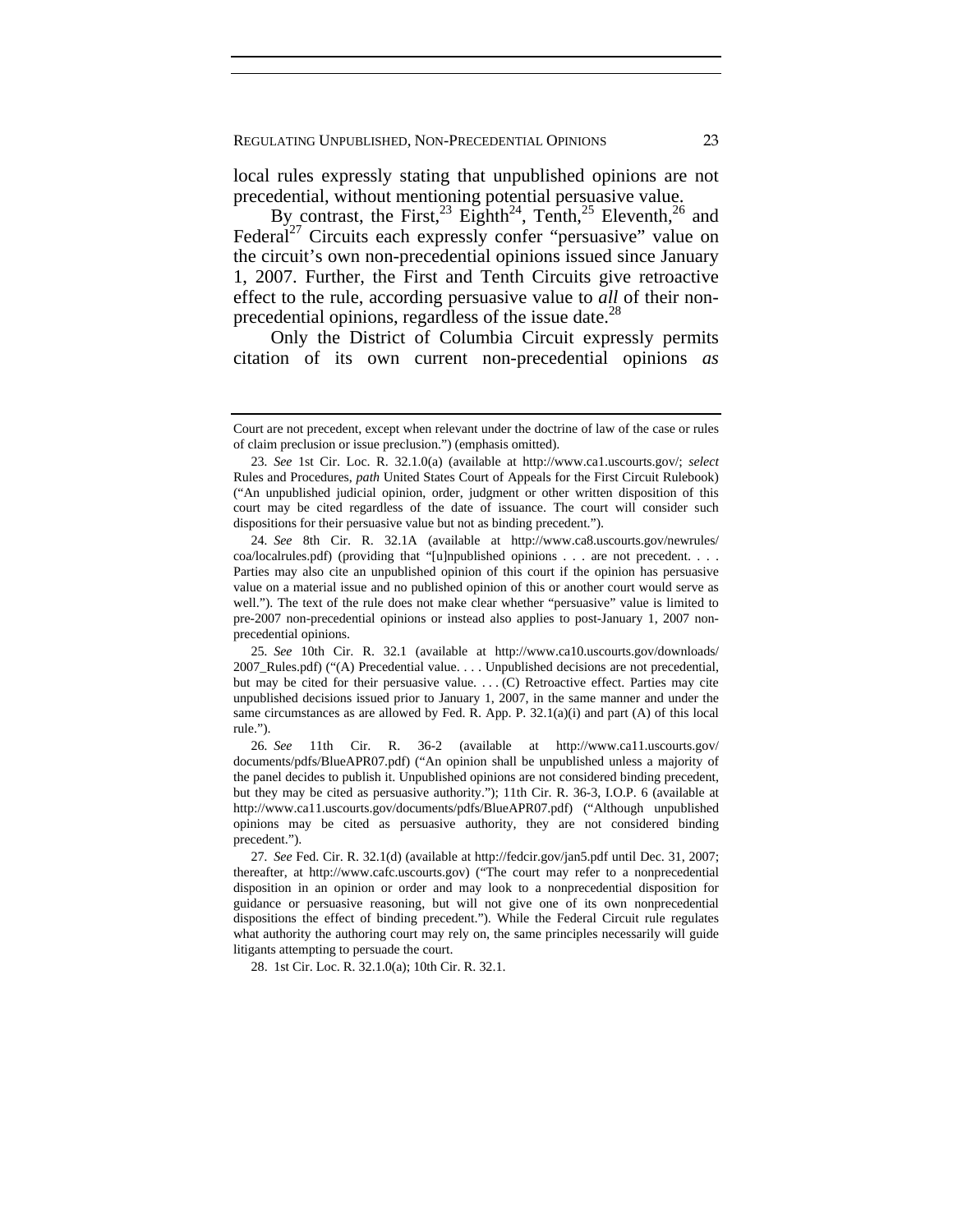local rules expressly stating that unpublished opinions are not precedential, without mentioning potential persuasive value.

By contrast, the First,[23] Eighth[24], Tenth,[25] Eleventh,[26] and Federal[27] Circuits each expressly confer "persuasive" value on the circuit's own non-precedential opinions issued since January 1, 2007. Further, the First and Tenth Circuits give retroactive effect to the rule, according persuasive value to *all* of their non-precedential opinions, regardless of the issue date.[28]

Only the District of Columbia Circuit expressly permits citation of its own current non-precedential opinions *as*

---

Court are not precedent, except when relevant under the doctrine of law of the case or rules of claim preclusion or issue preclusion.") (emphasis omitted).

23. *See* 1st Cir. Loc. R. 32.1.0(a) (available at http://www.ca1.uscourts.gov/; *select* Rules and Procedures, *path* United States Court of Appeals for the First Circuit Rulebook) ("An unpublished judicial opinion, order, judgment or other written disposition of this court may be cited regardless of the date of issuance. The court will consider such dispositions for their persuasive value but not as binding precedent.").

24. *See* 8th Cir. R. 32.1A (available at http://www.ca8.uscourts.gov/newrules/coa/localrules.pdf) (providing that "[u]npublished opinions . . . are not precedent. . . . Parties may also cite an unpublished opinion of this court if the opinion has persuasive value on a material issue and no published opinion of this or another court would serve as well."). The text of the rule does not make clear whether "persuasive" value is limited to pre-2007 non-precedential opinions or instead also applies to post-January 1, 2007 non-precedential opinions.

25. *See* 10th Cir. R. 32.1 (available at http://www.ca10.uscourts.gov/downloads/2007_Rules.pdf) ("(A) Precedential value. . . . Unpublished decisions are not precedential, but may be cited for their persuasive value. . . . (C) Retroactive effect. Parties may cite unpublished decisions issued prior to January 1, 2007, in the same manner and under the same circumstances as are allowed by Fed. R. App. P. 32.1(a)(i) and part (A) of this local rule.").

26. *See* 11th Cir. R. 36-2 (available at http://www.ca11.uscourts.gov/documents/pdfs/BlueAPR07.pdf) ("An opinion shall be unpublished unless a majority of the panel decides to publish it. Unpublished opinions are not considered binding precedent, but they may be cited as persuasive authority."); 11th Cir. R. 36-3, I.O.P. 6 (available at http://www.ca11.uscourts.gov/documents/pdfs/BlueAPR07.pdf) ("Although unpublished opinions may be cited as persuasive authority, they are not considered binding precedent.").

27. *See* Fed. Cir. R. 32.1(d) (available at http://fedcir.gov/jan5.pdf until Dec. 31, 2007; thereafter, at http://www.cafc.uscourts.gov) ("The court may refer to a nonprecedential disposition in an opinion or order and may look to a nonprecedential disposition for guidance or persuasive reasoning, but will not give one of its own nonprecedential dispositions the effect of binding precedent."). While the Federal Circuit rule regulates what authority the authoring court may rely on, the same principles necessarily will guide litigants attempting to persuade the court.

28. 1st Cir. Loc. R. 32.1.0(a); 10th Cir. R. 32.1.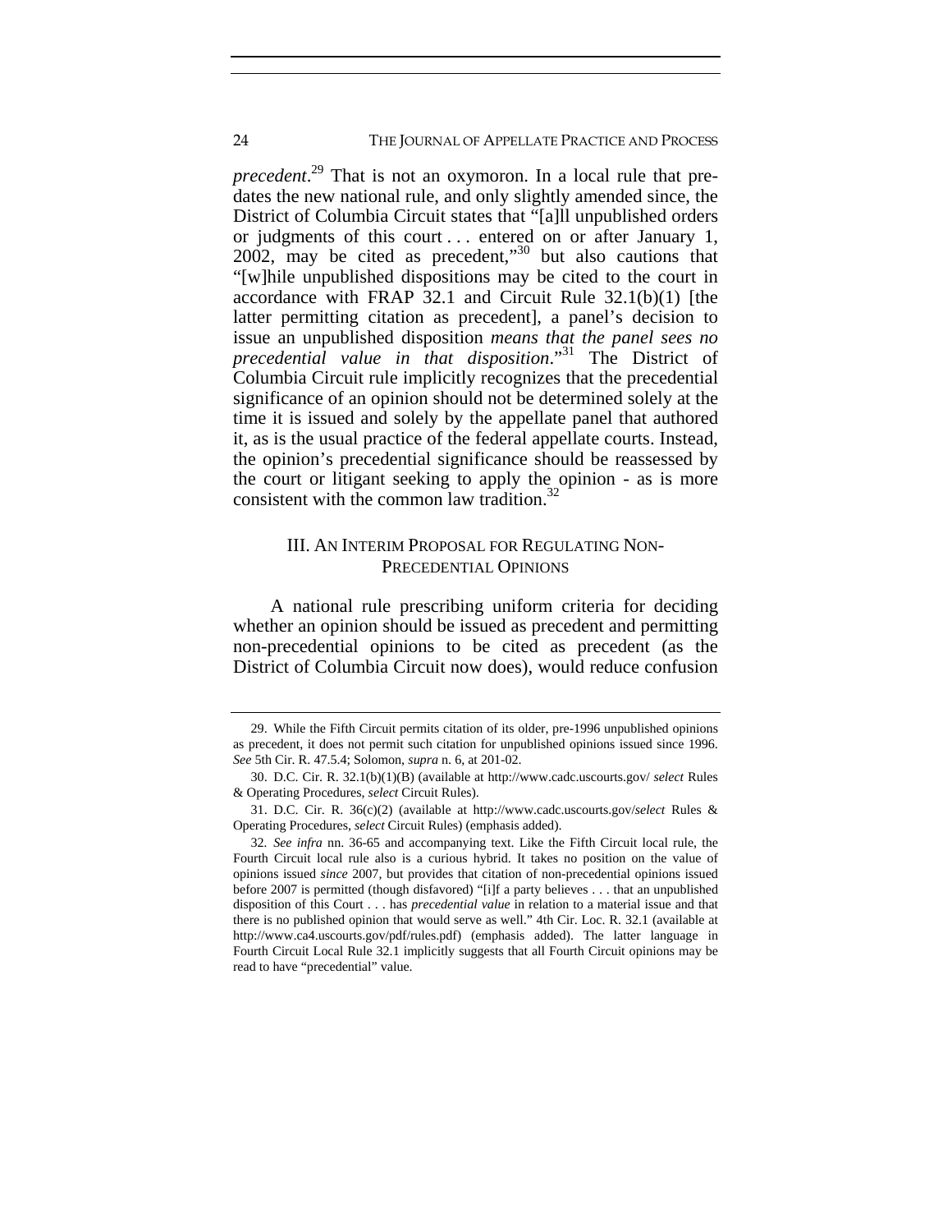*precedent*.[29] That is not an oxymoron. In a local rule that predates the new national rule, and only slightly amended since, the District of Columbia Circuit states that "[a]ll unpublished orders or judgments of this court . . . entered on or after January 1, 2002, may be cited as precedent,"[30] but also cautions that "[w]hile unpublished dispositions may be cited to the court in accordance with FRAP 32.1 and Circuit Rule 32.1(b)(1) [the latter permitting citation as precedent], a panel's decision to issue an unpublished disposition *means that the panel sees no precedential value in that disposition*."[31] The District of Columbia Circuit rule implicitly recognizes that the precedential significance of an opinion should not be determined solely at the time it is issued and solely by the appellate panel that authored it, as is the usual practice of the federal appellate courts. Instead, the opinion's precedential significance should be reassessed by the court or litigant seeking to apply the opinion - as is more consistent with the common law tradition.[32]

## III. An Interim Proposal for Regulating Non-Precedential Opinions

A national rule prescribing uniform criteria for deciding whether an opinion should be issued as precedent and permitting non-precedential opinions to be cited as precedent (as the District of Columbia Circuit now does), would reduce confusion

---

29. While the Fifth Circuit permits citation of its older, pre-1996 unpublished opinions as precedent, it does not permit such citation for unpublished opinions issued since 1996. *See* 5th Cir. R. 47.5.4; Solomon, *supra* n. 6, at 201-02.

30. D.C. Cir. R. 32.1(b)(1)(B) (available at http://www.cadc.uscourts.gov/ *select* Rules & Operating Procedures, *select* Circuit Rules).

31. D.C. Cir. R. 36(c)(2) (available at http://www.cadc.uscourts.gov/*select* Rules & Operating Procedures, *select* Circuit Rules) (emphasis added).

32. *See infra* nn. 36-65 and accompanying text. Like the Fifth Circuit local rule, the Fourth Circuit local rule also is a curious hybrid. It takes no position on the value of opinions issued *since* 2007, but provides that citation of non-precedential opinions issued before 2007 is permitted (though disfavored) "[i]f a party believes . . . that an unpublished disposition of this Court . . . has *precedential value* in relation to a material issue and that there is no published opinion that would serve as well." 4th Cir. Loc. R. 32.1 (available at http://www.ca4.uscourts.gov/pdf/rules.pdf) (emphasis added). The latter language in Fourth Circuit Local Rule 32.1 implicitly suggests that all Fourth Circuit opinions may be read to have "precedential" value.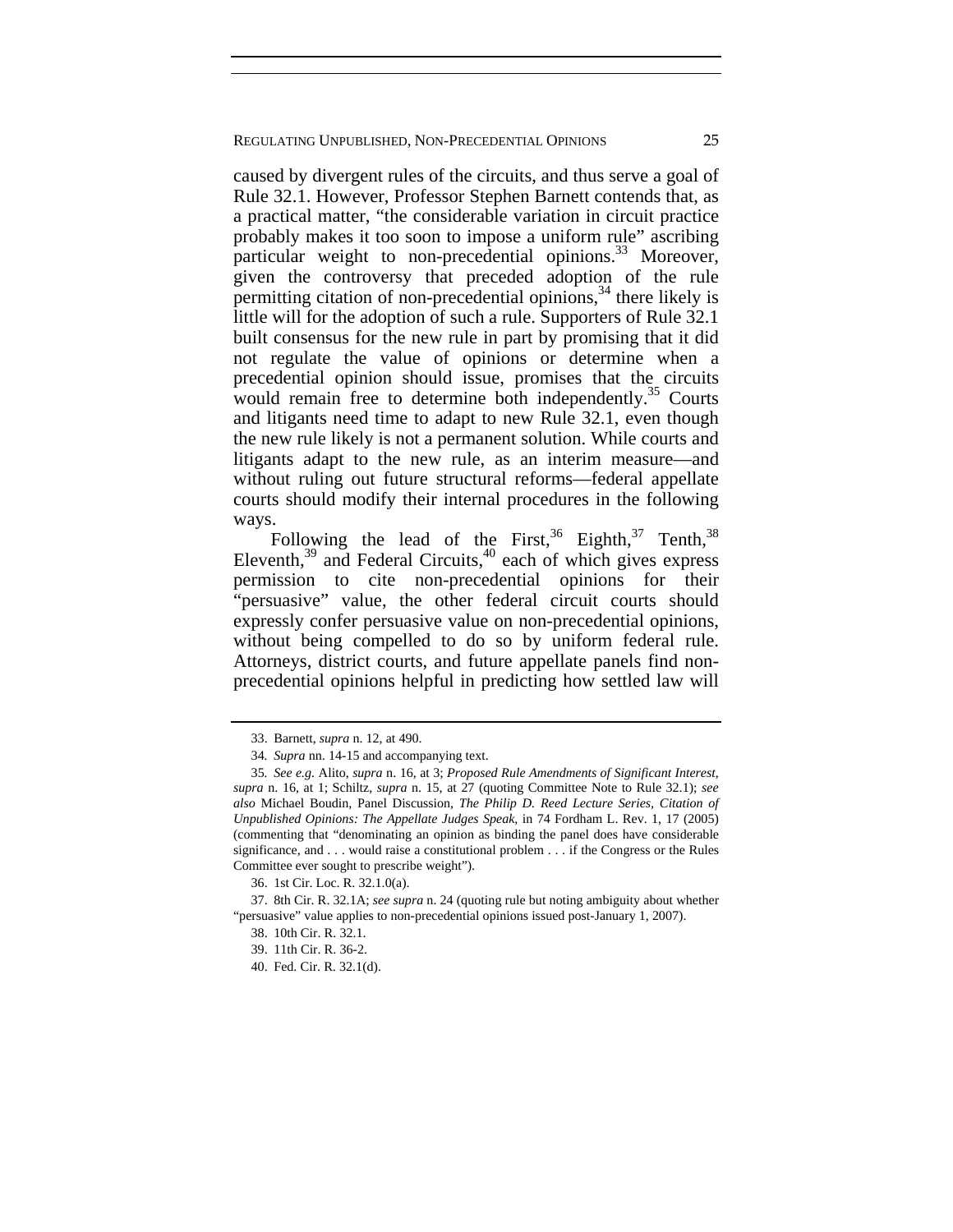caused by divergent rules of the circuits, and thus serve a goal of Rule 32.1. However, Professor Stephen Barnett contends that, as a practical matter, "the considerable variation in circuit practice probably makes it too soon to impose a uniform rule" ascribing particular weight to non-precedential opinions.[33] Moreover, given the controversy that preceded adoption of the rule permitting citation of non-precedential opinions,[34] there likely is little will for the adoption of such a rule. Supporters of Rule 32.1 built consensus for the new rule in part by promising that it did not regulate the value of opinions or determine when a precedential opinion should issue, promises that the circuits would remain free to determine both independently.[35] Courts and litigants need time to adapt to new Rule 32.1, even though the new rule likely is not a permanent solution. While courts and litigants adapt to the new rule, as an interim measure—and without ruling out future structural reforms—federal appellate courts should modify their internal procedures in the following ways.

Following the lead of the First,[36] Eighth,[37] Tenth,[38] Eleventh,[39] and Federal Circuits,[40] each of which gives express permission to cite non-precedential opinions for their "persuasive" value, the other federal circuit courts should expressly confer persuasive value on non-precedential opinions, without being compelled to do so by uniform federal rule. Attorneys, district courts, and future appellate panels find non-precedential opinions helpful in predicting how settled law will

---

33. Barnett, *supra* n. 12, at 490.

34. *Supra* nn. 14-15 and accompanying text.

35. *See e.g.* Alito, *supra* n. 16, at 3; *Proposed Rule Amendments of Significant Interest*, *supra* n. 16, at 1; Schiltz, *supra* n. 15, at 27 (quoting Committee Note to Rule 32.1); *see also* Michael Boudin, Panel Discussion, *The Philip D. Reed Lecture Series, Citation of Unpublished Opinions: The Appellate Judges Speak*, in 74 Fordham L. Rev. 1, 17 (2005) (commenting that "denominating an opinion as binding the panel does have considerable significance, and . . . would raise a constitutional problem . . . if the Congress or the Rules Committee ever sought to prescribe weight").

36. 1st Cir. Loc. R. 32.1.0(a).

37. 8th Cir. R. 32.1A; *see supra* n. 24 (quoting rule but noting ambiguity about whether "persuasive" value applies to non-precedential opinions issued post-January 1, 2007).

38. 10th Cir. R. 32.1.

39. 11th Cir. R. 36-2.

40. Fed. Cir. R. 32.1(d).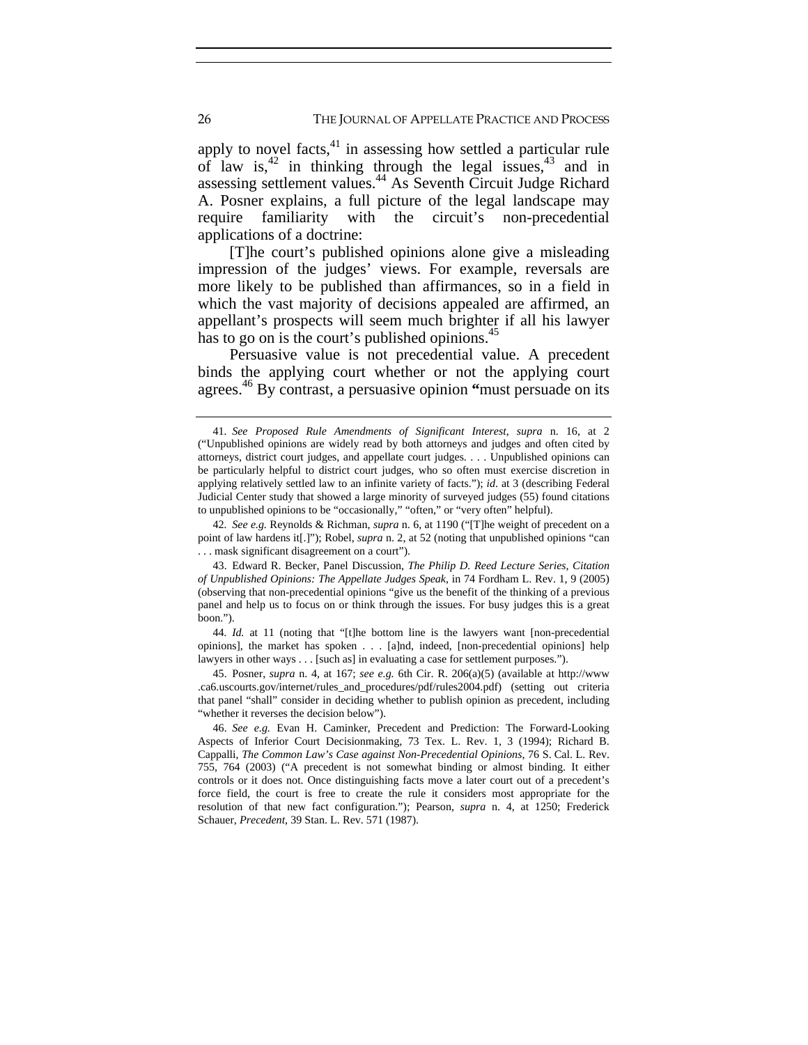apply to novel facts,[41] in assessing how settled a particular rule of law is,[42] in thinking through the legal issues,[43] and in assessing settlement values.[44] As Seventh Circuit Judge Richard A. Posner explains, a full picture of the legal landscape may require familiarity with the circuit's non-precedential applications of a doctrine:

> [T]he court's published opinions alone give a misleading impression of the judges' views. For example, reversals are more likely to be published than affirmances, so in a field in which the vast majority of decisions appealed are affirmed, an appellant's prospects will seem much brighter if all his lawyer has to go on is the court's published opinions.[45]

Persuasive value is not precedential value. A precedent binds the applying court whether or not the applying court agrees.[46] By contrast, a persuasive opinion "must persuade on its

---

41. *See Proposed Rule Amendments of Significant Interest*, *supra* n. 16, at 2 ("Unpublished opinions are widely read by both attorneys and judges and often cited by attorneys, district court judges, and appellate court judges. . . . Unpublished opinions can be particularly helpful to district court judges, who so often must exercise discretion in applying relatively settled law to an infinite variety of facts."); *id*. at 3 (describing Federal Judicial Center study that showed a large minority of surveyed judges (55) found citations to unpublished opinions to be "occasionally," "often," or "very often" helpful).

42. *See e.g.* Reynolds & Richman, *supra* n. 6, at 1190 ("[T]he weight of precedent on a point of law hardens it[.]"); Robel, *supra* n. 2, at 52 (noting that unpublished opinions "can . . . mask significant disagreement on a court").

43. Edward R. Becker, Panel Discussion, *The Philip D. Reed Lecture Series, Citation of Unpublished Opinions: The Appellate Judges Speak*, in 74 Fordham L. Rev. 1, 9 (2005) (observing that non-precedential opinions "give us the benefit of the thinking of a previous panel and help us to focus on or think through the issues. For busy judges this is a great boon.").

44. *Id.* at 11 (noting that "[t]he bottom line is the lawyers want [non-precedential opinions], the market has spoken . . . [a]nd, indeed, [non-precedential opinions] help lawyers in other ways . . . [such as] in evaluating a case for settlement purposes.").

45. Posner, *supra* n. 4, at 167; *see e.g.* 6th Cir. R. 206(a)(5) (available at http://www.ca6.uscourts.gov/internet/rules_and_procedures/pdf/rules2004.pdf) (setting out criteria that panel "shall" consider in deciding whether to publish opinion as precedent, including "whether it reverses the decision below").

46. *See e.g.* Evan H. Caminker, Precedent and Prediction: The Forward-Looking Aspects of Inferior Court Decisionmaking, 73 Tex. L. Rev. 1, 3 (1994); Richard B. Cappalli, *The Common Law's Case against Non-Precedential Opinions*, 76 S. Cal. L. Rev. 755, 764 (2003) ("A precedent is not somewhat binding or almost binding. It either controls or it does not. Once distinguishing facts move a later court out of a precedent's force field, the court is free to create the rule it considers most appropriate for the resolution of that new fact configuration."); Pearson, *supra* n. 4, at 1250; Frederick Schauer, *Precedent*, 39 Stan. L. Rev. 571 (1987).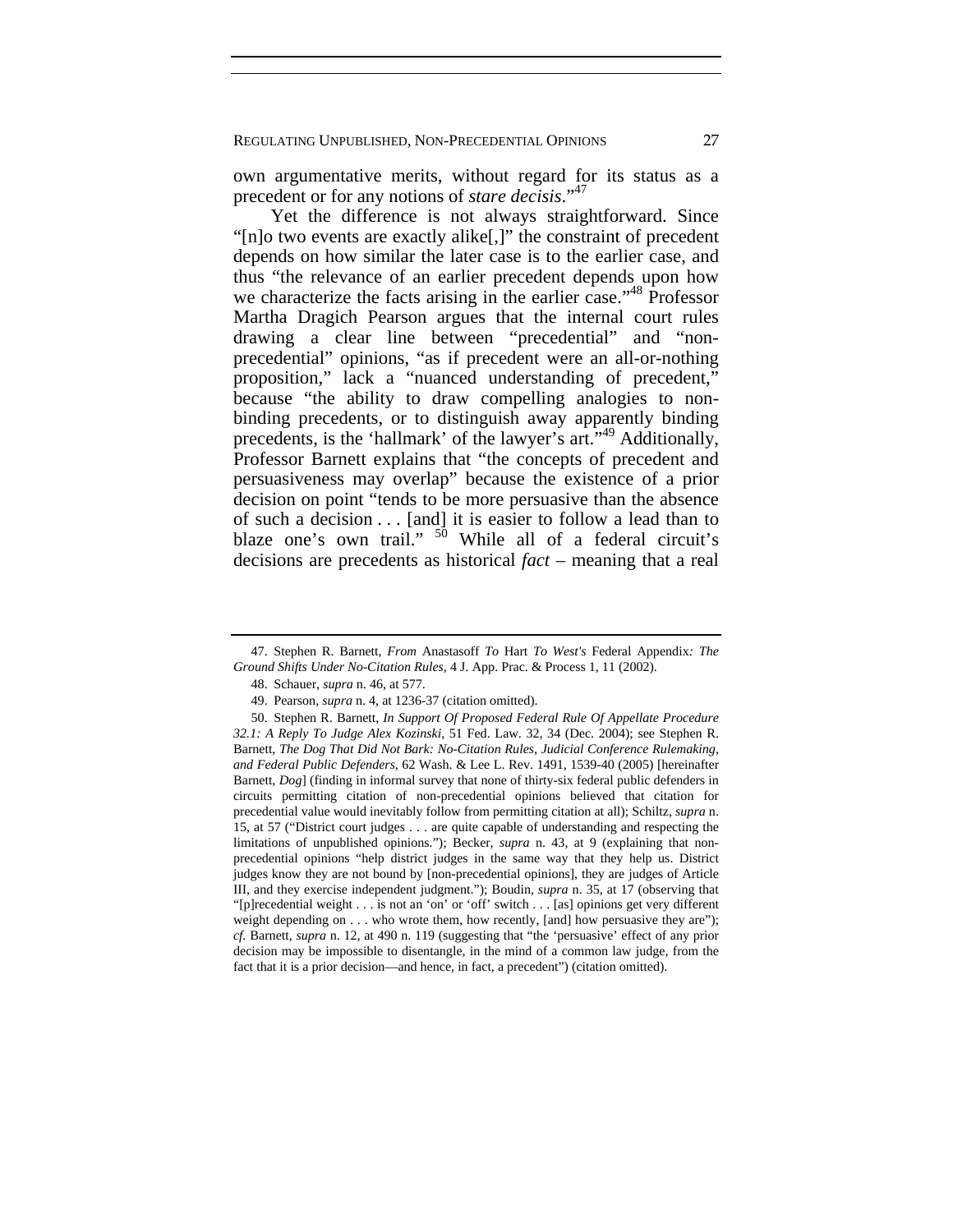own argumentative merits, without regard for its status as a precedent or for any notions of *stare decisis*."[47]

Yet the difference is not always straightforward. Since "[n]o two events are exactly alike[,]" the constraint of precedent depends on how similar the later case is to the earlier case, and thus "the relevance of an earlier precedent depends upon how we characterize the facts arising in the earlier case."[48] Professor Martha Dragich Pearson argues that the internal court rules drawing a clear line between "precedential" and "non-precedential" opinions, "as if precedent were an all-or-nothing proposition," lack a "nuanced understanding of precedent," because "the ability to draw compelling analogies to non-binding precedents, or to distinguish away apparently binding precedents, is the 'hallmark' of the lawyer's art."[49] Additionally, Professor Barnett explains that "the concepts of precedent and persuasiveness may overlap" because the existence of a prior decision on point "tends to be more persuasive than the absence of such a decision . . . [and] it is easier to follow a lead than to blaze one's own trail." [50] While all of a federal circuit's decisions are precedents as historical *fact* – meaning that a real

---

47. Stephen R. Barnett, *From* Anastasoff *To* Hart *To West's* Federal Appendix*: The Ground Shifts Under No-Citation Rules*, 4 J. App. Prac. & Process 1, 11 (2002).

48. Schauer, *supra* n. 46, at 577.

49. Pearson, *supra* n. 4, at 1236-37 (citation omitted).

50. Stephen R. Barnett, *In Support Of Proposed Federal Rule Of Appellate Procedure 32.1: A Reply To Judge Alex Kozinski*, 51 Fed. Law. 32, 34 (Dec. 2004); see Stephen R. Barnett, *The Dog That Did Not Bark: No-Citation Rules, Judicial Conference Rulemaking, and Federal Public Defenders*, 62 Wash. & Lee L. Rev. 1491, 1539-40 (2005) [hereinafter Barnett, *Dog*] (finding in informal survey that none of thirty-six federal public defenders in circuits permitting citation of non-precedential opinions believed that citation for precedential value would inevitably follow from permitting citation at all); Schiltz, *supra* n. 15, at 57 ("District court judges . . . are quite capable of understanding and respecting the limitations of unpublished opinions."); Becker, *supra* n. 43, at 9 (explaining that non-precedential opinions "help district judges in the same way that they help us. District judges know they are not bound by [non-precedential opinions], they are judges of Article III, and they exercise independent judgment."); Boudin, *supra* n. 35, at 17 (observing that "[p]recedential weight . . . is not an 'on' or 'off' switch . . . [as] opinions get very different weight depending on . . . who wrote them, how recently, [and] how persuasive they are"); *cf.* Barnett, *supra* n. 12, at 490 n. 119 (suggesting that "the 'persuasive' effect of any prior decision may be impossible to disentangle, in the mind of a common law judge, from the fact that it is a prior decision—and hence, in fact, a precedent") (citation omitted).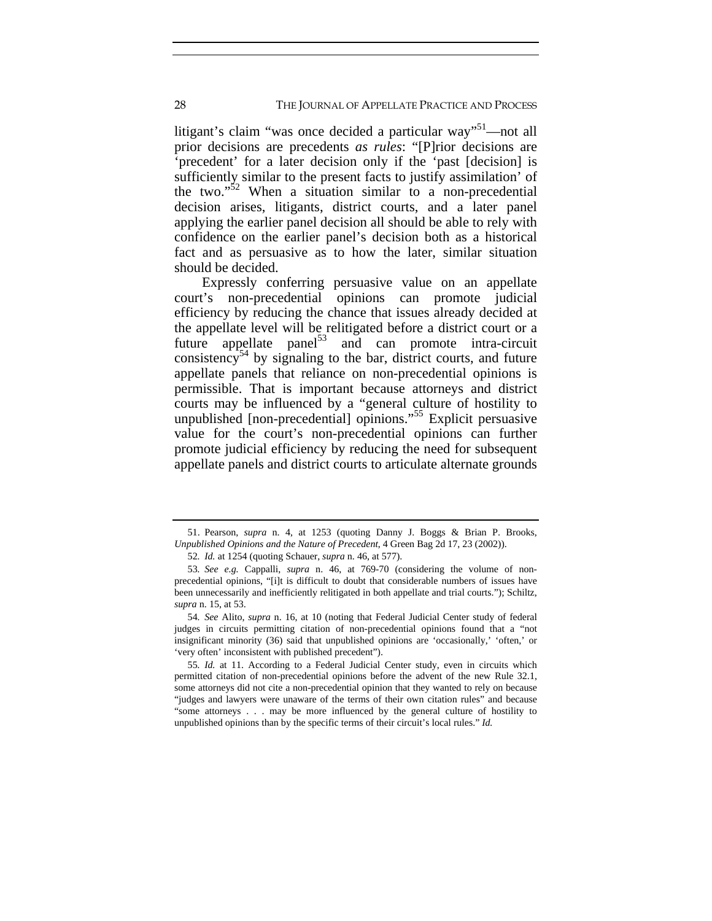litigant's claim "was once decided a particular way"[51]—not all prior decisions are precedents *as rules*: "[P]rior decisions are 'precedent' for a later decision only if the 'past [decision] is sufficiently similar to the present facts to justify assimilation' of the two."[52] When a situation similar to a non-precedential decision arises, litigants, district courts, and a later panel applying the earlier panel decision all should be able to rely with confidence on the earlier panel's decision both as a historical fact and as persuasive as to how the later, similar situation should be decided.

Expressly conferring persuasive value on an appellate court's non-precedential opinions can promote judicial efficiency by reducing the chance that issues already decided at the appellate level will be relitigated before a district court or a future appellate panel[53] and can promote intra-circuit consistency[54] by signaling to the bar, district courts, and future appellate panels that reliance on non-precedential opinions is permissible. That is important because attorneys and district courts may be influenced by a "general culture of hostility to unpublished [non-precedential] opinions."[55] Explicit persuasive value for the court's non-precedential opinions can further promote judicial efficiency by reducing the need for subsequent appellate panels and district courts to articulate alternate grounds

---

51. Pearson, *supra* n. 4, at 1253 (quoting Danny J. Boggs & Brian P. Brooks, *Unpublished Opinions and the Nature of Precedent*, 4 Green Bag 2d 17, 23 (2002)).

52. *Id.* at 1254 (quoting Schauer, *supra* n. 46, at 577).

53. *See e.g.* Cappalli, *supra* n. 46, at 769-70 (considering the volume of non-precedential opinions, "[i]t is difficult to doubt that considerable numbers of issues have been unnecessarily and inefficiently relitigated in both appellate and trial courts."); Schiltz, *supra* n. 15, at 53.

54. *See* Alito, *supra* n. 16, at 10 (noting that Federal Judicial Center study of federal judges in circuits permitting citation of non-precedential opinions found that a "not insignificant minority (36) said that unpublished opinions are 'occasionally,' 'often,' or 'very often' inconsistent with published precedent").

55. *Id.* at 11. According to a Federal Judicial Center study, even in circuits which permitted citation of non-precedential opinions before the advent of the new Rule 32.1, some attorneys did not cite a non-precedential opinion that they wanted to rely on because "judges and lawyers were unaware of the terms of their own citation rules" and because "some attorneys . . . may be more influenced by the general culture of hostility to unpublished opinions than by the specific terms of their circuit's local rules." *Id.*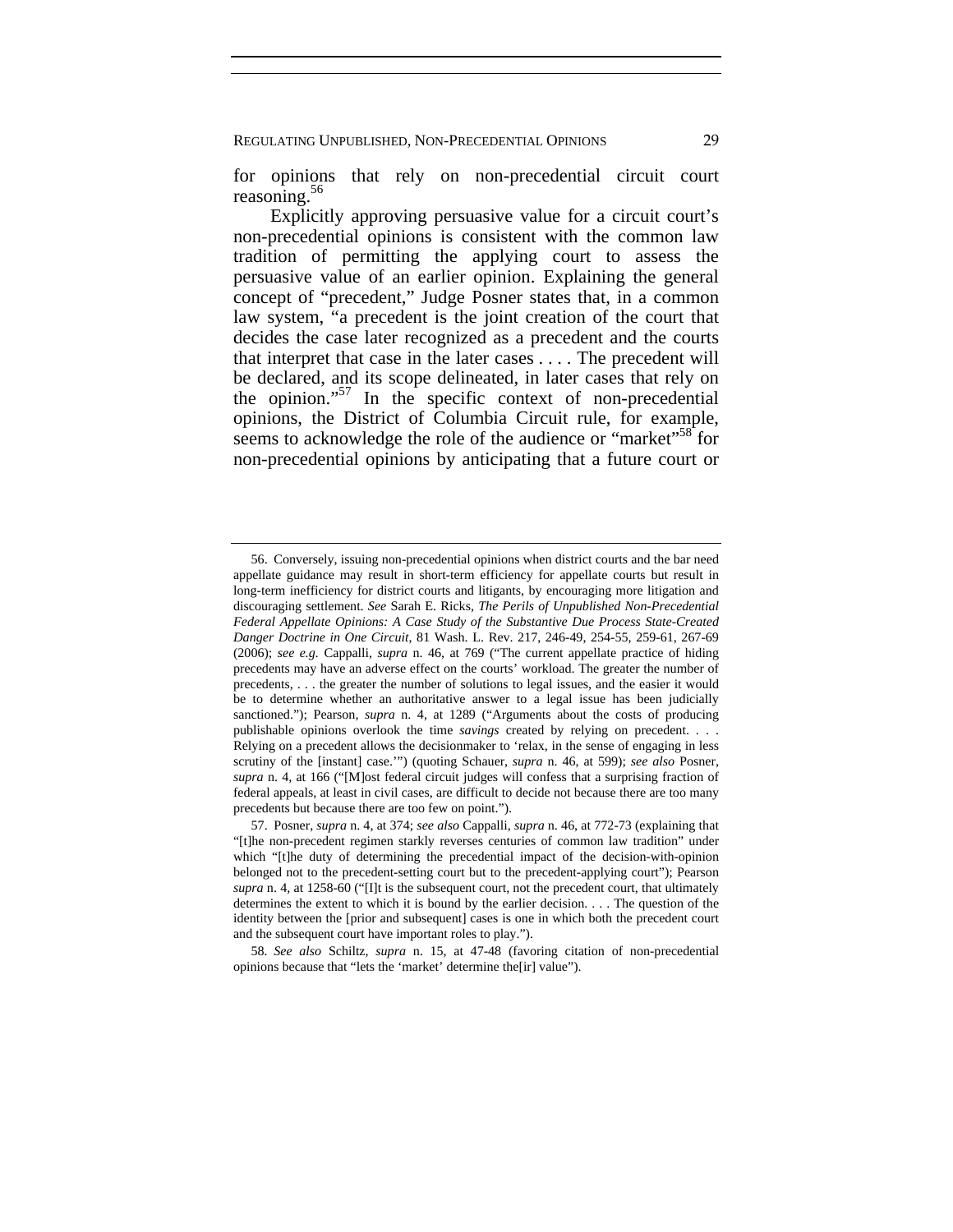for opinions that rely on non-precedential circuit court reasoning.[56]

Explicitly approving persuasive value for a circuit court's non-precedential opinions is consistent with the common law tradition of permitting the applying court to assess the persuasive value of an earlier opinion. Explaining the general concept of "precedent," Judge Posner states that, in a common law system, "a precedent is the joint creation of the court that decides the case later recognized as a precedent and the courts that interpret that case in the later cases . . . . The precedent will be declared, and its scope delineated, in later cases that rely on the opinion."[57] In the specific context of non-precedential opinions, the District of Columbia Circuit rule, for example, seems to acknowledge the role of the audience or "market"[58] for non-precedential opinions by anticipating that a future court or

---

56. Conversely, issuing non-precedential opinions when district courts and the bar need appellate guidance may result in short-term efficiency for appellate courts but result in long-term inefficiency for district courts and litigants, by encouraging more litigation and discouraging settlement. *See* Sarah E. Ricks, *The Perils of Unpublished Non-Precedential Federal Appellate Opinions: A Case Study of the Substantive Due Process State-Created Danger Doctrine in One Circuit*, 81 Wash. L. Rev. 217, 246-49, 254-55, 259-61, 267-69 (2006); *see e.g.* Cappalli, *supra* n. 46, at 769 ("The current appellate practice of hiding precedents may have an adverse effect on the courts' workload. The greater the number of precedents, . . . the greater the number of solutions to legal issues, and the easier it would be to determine whether an authoritative answer to a legal issue has been judicially sanctioned."); Pearson, *supra* n. 4, at 1289 ("Arguments about the costs of producing publishable opinions overlook the time *savings* created by relying on precedent. . . . Relying on a precedent allows the decisionmaker to 'relax, in the sense of engaging in less scrutiny of the [instant] case.'") (quoting Schauer, *supra* n. 46, at 599); *see also* Posner, *supra* n. 4, at 166 ("[M]ost federal circuit judges will confess that a surprising fraction of federal appeals, at least in civil cases, are difficult to decide not because there are too many precedents but because there are too few on point.").

57. Posner, *supra* n. 4, at 374; *see also* Cappalli, *supra* n. 46, at 772-73 (explaining that "[t]he non-precedent regimen starkly reverses centuries of common law tradition" under which "[t]he duty of determining the precedential impact of the decision-with-opinion belonged not to the precedent-setting court but to the precedent-applying court"); Pearson *supra* n. 4, at 1258-60 ("[I]t is the subsequent court, not the precedent court, that ultimately determines the extent to which it is bound by the earlier decision. . . . The question of the identity between the [prior and subsequent] cases is one in which both the precedent court and the subsequent court have important roles to play.").

58. *See also* Schiltz, *supra* n. 15, at 47-48 (favoring citation of non-precedential opinions because that "lets the 'market' determine the[ir] value").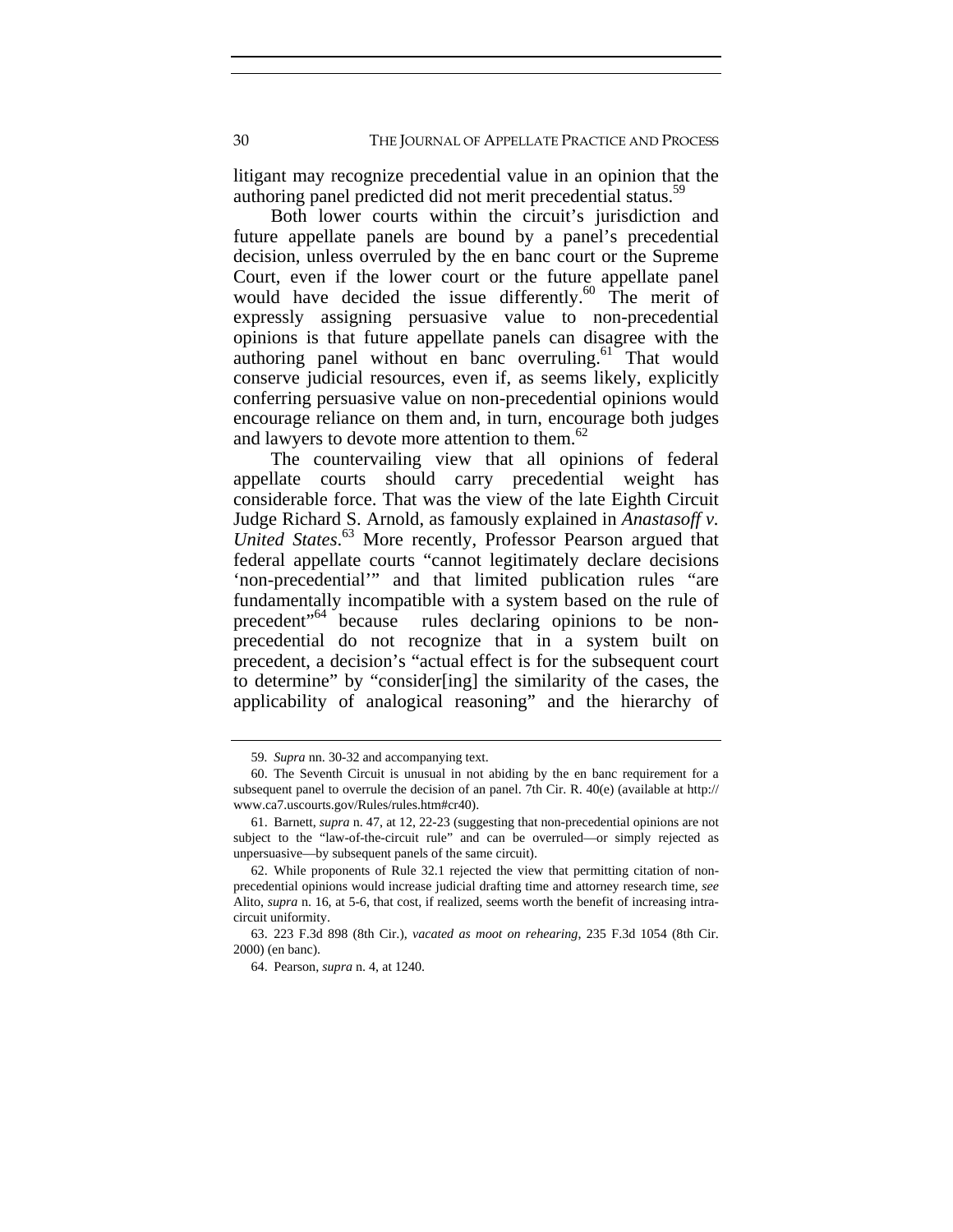litigant may recognize precedential value in an opinion that the authoring panel predicted did not merit precedential status.[59]

Both lower courts within the circuit's jurisdiction and future appellate panels are bound by a panel's precedential decision, unless overruled by the en banc court or the Supreme Court, even if the lower court or the future appellate panel would have decided the issue differently.[60] The merit of expressly assigning persuasive value to non-precedential opinions is that future appellate panels can disagree with the authoring panel without en banc overruling.[61] That would conserve judicial resources, even if, as seems likely, explicitly conferring persuasive value on non-precedential opinions would encourage reliance on them and, in turn, encourage both judges and lawyers to devote more attention to them.[62]

The countervailing view that all opinions of federal appellate courts should carry precedential weight has considerable force. That was the view of the late Eighth Circuit Judge Richard S. Arnold, as famously explained in *Anastasoff v. United States*.[63] More recently, Professor Pearson argued that federal appellate courts "cannot legitimately declare decisions 'non-precedential'" and that limited publication rules "are fundamentally incompatible with a system based on the rule of precedent"[64] because rules declaring opinions to be non-precedential do not recognize that in a system built on precedent, a decision's "actual effect is for the subsequent court to determine" by "consider[ing] the similarity of the cases, the applicability of analogical reasoning" and the hierarchy of

---

59. *Supra* nn. 30-32 and accompanying text.

60. The Seventh Circuit is unusual in not abiding by the en banc requirement for a subsequent panel to overrule the decision of an panel. 7th Cir. R. 40(e) (available at http://www.ca7.uscourts.gov/Rules/rules.htm#cr40).

61. Barnett, *supra* n. 47, at 12, 22-23 (suggesting that non-precedential opinions are not subject to the "law-of-the-circuit rule" and can be overruled—or simply rejected as unpersuasive—by subsequent panels of the same circuit).

62. While proponents of Rule 32.1 rejected the view that permitting citation of non-precedential opinions would increase judicial drafting time and attorney research time, *see* Alito, *supra* n. 16, at 5-6, that cost, if realized, seems worth the benefit of increasing intra-circuit uniformity.

63. 223 F.3d 898 (8th Cir.), *vacated as moot on rehearing*, 235 F.3d 1054 (8th Cir. 2000) (en banc).

64. Pearson, *supra* n. 4, at 1240.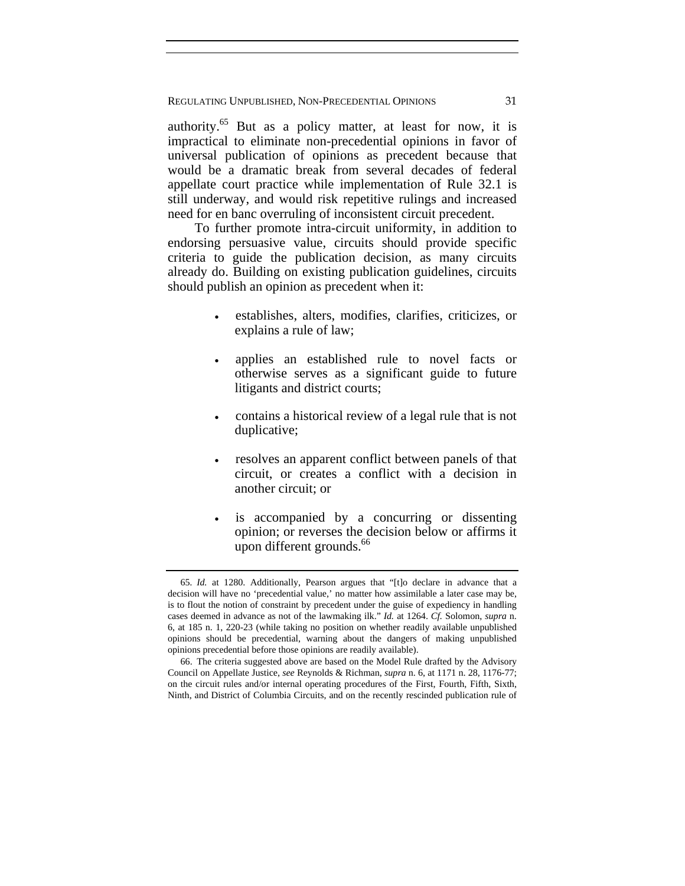authority.[65] But as a policy matter, at least for now, it is impractical to eliminate non-precedential opinions in favor of universal publication of opinions as precedent because that would be a dramatic break from several decades of federal appellate court practice while implementation of Rule 32.1 is still underway, and would risk repetitive rulings and increased need for en banc overruling of inconsistent circuit precedent.

To further promote intra-circuit uniformity, in addition to endorsing persuasive value, circuits should provide specific criteria to guide the publication decision, as many circuits already do. Building on existing publication guidelines, circuits should publish an opinion as precedent when it:

- establishes, alters, modifies, clarifies, criticizes, or explains a rule of law;
- applies an established rule to novel facts or otherwise serves as a significant guide to future litigants and district courts;
- contains a historical review of a legal rule that is not duplicative;
- resolves an apparent conflict between panels of that circuit, or creates a conflict with a decision in another circuit; or
- is accompanied by a concurring or dissenting opinion; or reverses the decision below or affirms it upon different grounds.[66]

---

65. *Id.* at 1280. Additionally, Pearson argues that "[t]o declare in advance that a decision will have no 'precedential value,' no matter how assimilable a later case may be, is to flout the notion of constraint by precedent under the guise of expediency in handling cases deemed in advance as not of the lawmaking ilk." *Id.* at 1264. *Cf.* Solomon, *supra* n. 6, at 185 n. 1, 220-23 (while taking no position on whether readily available unpublished opinions should be precedential, warning about the dangers of making unpublished opinions precedential before those opinions are readily available).

66. The criteria suggested above are based on the Model Rule drafted by the Advisory Council on Appellate Justice, *see* Reynolds & Richman, *supra* n. 6, at 1171 n. 28, 1176-77; on the circuit rules and/or internal operating procedures of the First, Fourth, Fifth, Sixth, Ninth, and District of Columbia Circuits, and on the recently rescinded publication rule of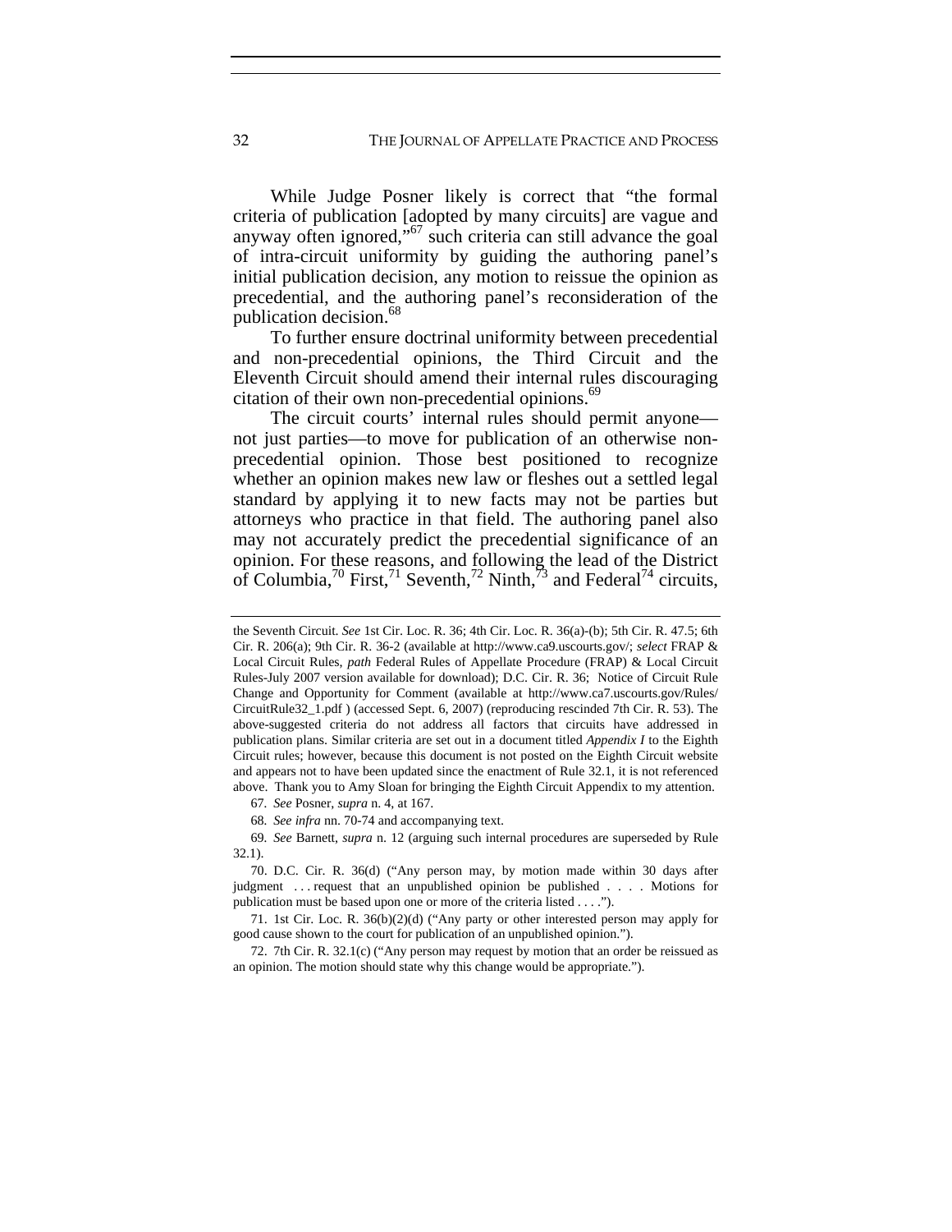While Judge Posner likely is correct that "the formal criteria of publication [adopted by many circuits] are vague and anyway often ignored,"[67] such criteria can still advance the goal of intra-circuit uniformity by guiding the authoring panel's initial publication decision, any motion to reissue the opinion as precedential, and the authoring panel's reconsideration of the publication decision.[68]

To further ensure doctrinal uniformity between precedential and non-precedential opinions, the Third Circuit and the Eleventh Circuit should amend their internal rules discouraging citation of their own non-precedential opinions.[69]

The circuit courts' internal rules should permit anyone—not just parties—to move for publication of an otherwise non-precedential opinion. Those best positioned to recognize whether an opinion makes new law or fleshes out a settled legal standard by applying it to new facts may not be parties but attorneys who practice in that field. The authoring panel also may not accurately predict the precedential significance of an opinion. For these reasons, and following the lead of the District of Columbia,[70] First,[71] Seventh,[72] Ninth,[73] and Federal[74] circuits,

---

the Seventh Circuit. *See* 1st Cir. Loc. R. 36; 4th Cir. Loc. R. 36(a)-(b); 5th Cir. R. 47.5; 6th Cir. R. 206(a); 9th Cir. R. 36-2 (available at http://www.ca9.uscourts.gov/; *select* FRAP & Local Circuit Rules, *path* Federal Rules of Appellate Procedure (FRAP) & Local Circuit Rules-July 2007 version available for download); D.C. Cir. R. 36; Notice of Circuit Rule Change and Opportunity for Comment (available at http://www.ca7.uscourts.gov/Rules/CircuitRule32_1.pdf ) (accessed Sept. 6, 2007) (reproducing rescinded 7th Cir. R. 53). The above-suggested criteria do not address all factors that circuits have addressed in publication plans. Similar criteria are set out in a document titled *Appendix I* to the Eighth Circuit rules; however, because this document is not posted on the Eighth Circuit website and appears not to have been updated since the enactment of Rule 32.1, it is not referenced above. Thank you to Amy Sloan for bringing the Eighth Circuit Appendix to my attention.

67. *See* Posner, *supra* n. 4, at 167.

68. *See infra* nn. 70-74 and accompanying text.

69. *See* Barnett, *supra* n. 12 (arguing such internal procedures are superseded by Rule 32.1).

70. D.C. Cir. R. 36(d) ("Any person may, by motion made within 30 days after judgment . . . request that an unpublished opinion be published . . . . Motions for publication must be based upon one or more of the criteria listed . . . .").

71. 1st Cir. Loc. R. 36(b)(2)(d) ("Any party or other interested person may apply for good cause shown to the court for publication of an unpublished opinion.").

72. 7th Cir. R. 32.1(c) ("Any person may request by motion that an order be reissued as an opinion. The motion should state why this change would be appropriate.").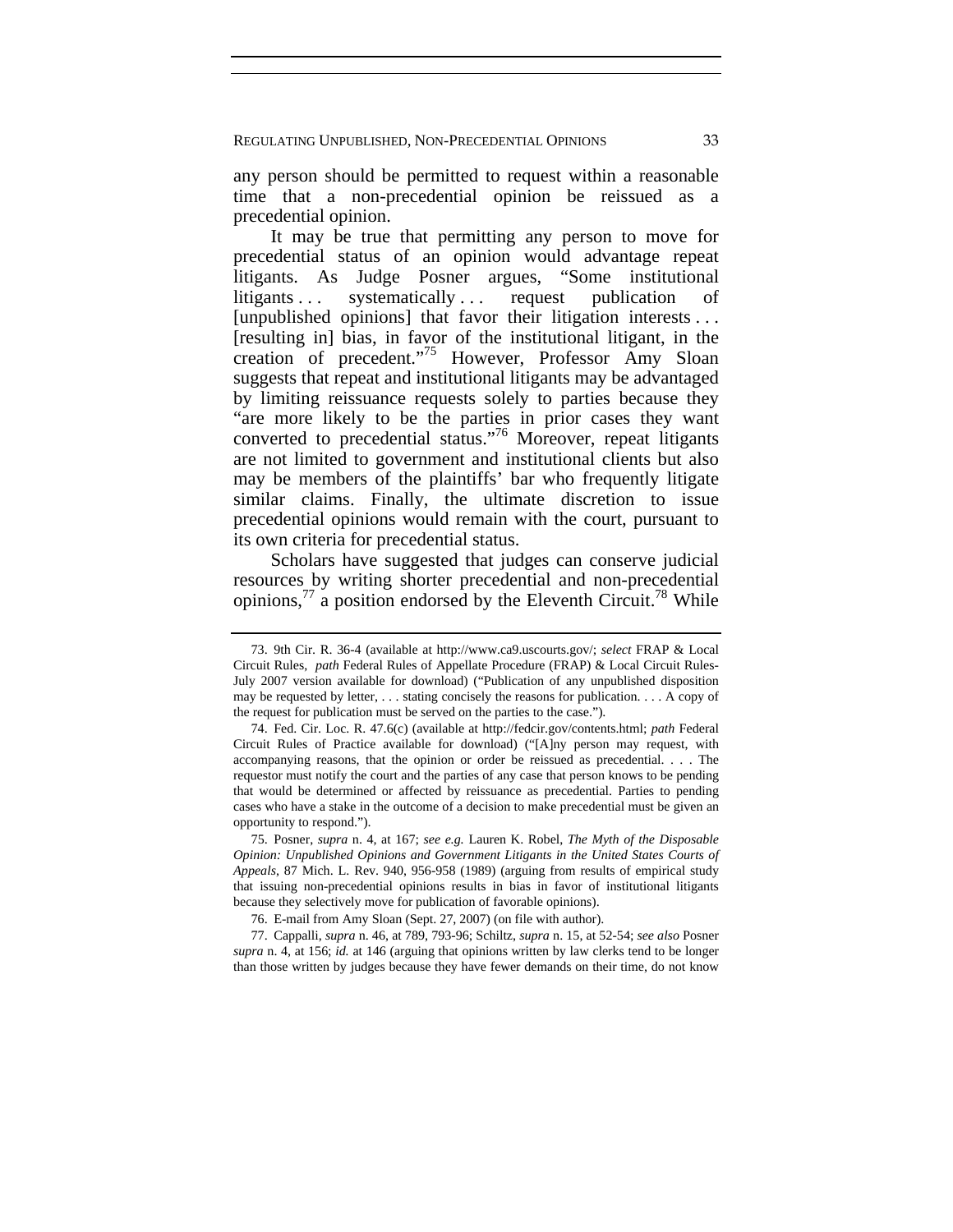any person should be permitted to request within a reasonable time that a non-precedential opinion be reissued as a precedential opinion.

It may be true that permitting any person to move for precedential status of an opinion would advantage repeat litigants. As Judge Posner argues, "Some institutional litigants . . . systematically . . . request publication of [unpublished opinions] that favor their litigation interests . . . [resulting in] bias, in favor of the institutional litigant, in the creation of precedent."[75] However, Professor Amy Sloan suggests that repeat and institutional litigants may be advantaged by limiting reissuance requests solely to parties because they "are more likely to be the parties in prior cases they want converted to precedential status."[76] Moreover, repeat litigants are not limited to government and institutional clients but also may be members of the plaintiffs' bar who frequently litigate similar claims. Finally, the ultimate discretion to issue precedential opinions would remain with the court, pursuant to its own criteria for precedential status.

Scholars have suggested that judges can conserve judicial resources by writing shorter precedential and non-precedential opinions,[77] a position endorsed by the Eleventh Circuit.[78] While

---

73. 9th Cir. R. 36-4 (available at http://www.ca9.uscourts.gov/; *select* FRAP & Local Circuit Rules, *path* Federal Rules of Appellate Procedure (FRAP) & Local Circuit Rules-July 2007 version available for download) ("Publication of any unpublished disposition may be requested by letter, . . . stating concisely the reasons for publication. . . . A copy of the request for publication must be served on the parties to the case.").

74. Fed. Cir. Loc. R. 47.6(c) (available at http://fedcir.gov/contents.html; *path* Federal Circuit Rules of Practice available for download) ("[A]ny person may request, with accompanying reasons, that the opinion or order be reissued as precedential. . . . The requestor must notify the court and the parties of any case that person knows to be pending that would be determined or affected by reissuance as precedential. Parties to pending cases who have a stake in the outcome of a decision to make precedential must be given an opportunity to respond.").

75. Posner, *supra* n. 4, at 167; *see e.g.* Lauren K. Robel, *The Myth of the Disposable Opinion: Unpublished Opinions and Government Litigants in the United States Courts of Appeals*, 87 Mich. L. Rev. 940, 956-958 (1989) (arguing from results of empirical study that issuing non-precedential opinions results in bias in favor of institutional litigants because they selectively move for publication of favorable opinions).

76. E-mail from Amy Sloan (Sept. 27, 2007) (on file with author).

77. Cappalli, *supra* n. 46, at 789, 793-96; Schiltz, *supra* n. 15, at 52-54; *see also* Posner *supra* n. 4, at 156; *id.* at 146 (arguing that opinions written by law clerks tend to be longer than those written by judges because they have fewer demands on their time, do not know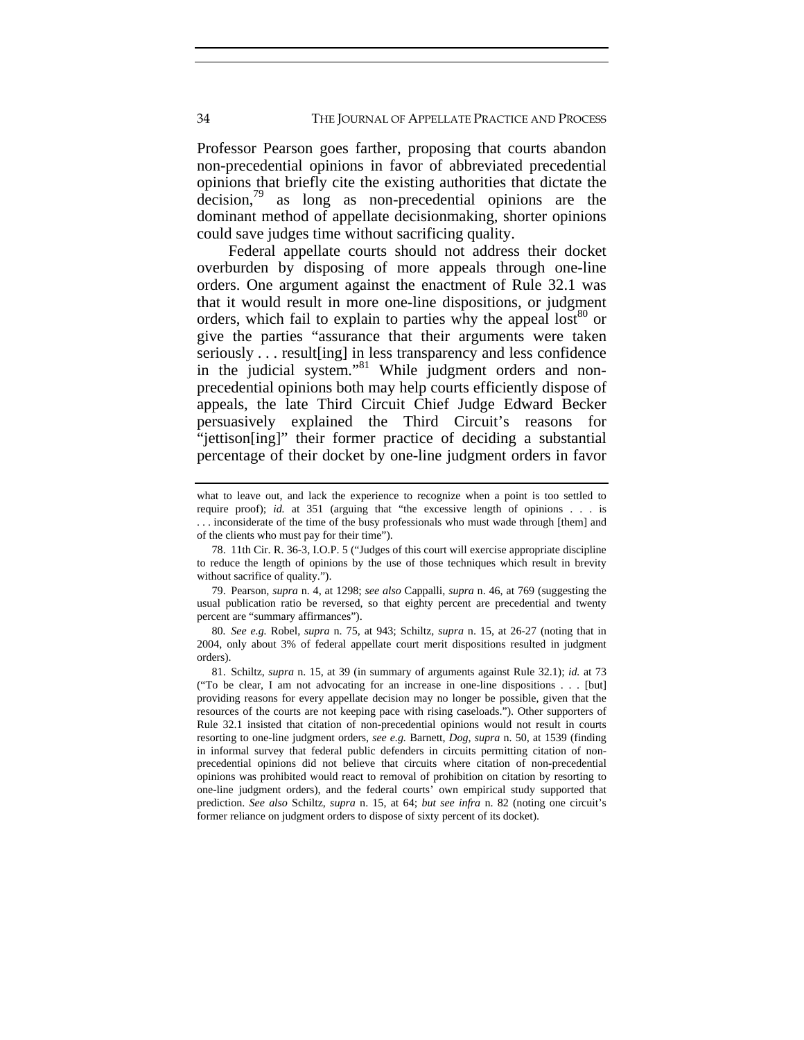Professor Pearson goes farther, proposing that courts abandon non-precedential opinions in favor of abbreviated precedential opinions that briefly cite the existing authorities that dictate the decision,[79] as long as non-precedential opinions are the dominant method of appellate decisionmaking, shorter opinions could save judges time without sacrificing quality.

Federal appellate courts should not address their docket overburden by disposing of more appeals through one-line orders. One argument against the enactment of Rule 32.1 was that it would result in more one-line dispositions, or judgment orders, which fail to explain to parties why the appeal lost[80] or give the parties "assurance that their arguments were taken seriously . . . result[ing] in less transparency and less confidence in the judicial system."[81] While judgment orders and non-precedential opinions both may help courts efficiently dispose of appeals, the late Third Circuit Chief Judge Edward Becker persuasively explained the Third Circuit's reasons for "jettison[ing]" their former practice of deciding a substantial percentage of their docket by one-line judgment orders in favor

---

what to leave out, and lack the experience to recognize when a point is too settled to require proof); *id.* at 351 (arguing that "the excessive length of opinions . . . is . . . inconsiderate of the time of the busy professionals who must wade through [them] and of the clients who must pay for their time").

78. 11th Cir. R. 36-3, I.O.P. 5 ("Judges of this court will exercise appropriate discipline to reduce the length of opinions by the use of those techniques which result in brevity without sacrifice of quality.").

79. Pearson, *supra* n. 4, at 1298; *see also* Cappalli, *supra* n. 46, at 769 (suggesting the usual publication ratio be reversed, so that eighty percent are precedential and twenty percent are "summary affirmances").

80. *See e.g.* Robel, *supra* n. 75, at 943; Schiltz, *supra* n. 15, at 26-27 (noting that in 2004, only about 3% of federal appellate court merit dispositions resulted in judgment orders).

81. Schiltz, *supra* n. 15, at 39 (in summary of arguments against Rule 32.1); *id.* at 73 ("To be clear, I am not advocating for an increase in one-line dispositions . . . [but] providing reasons for every appellate decision may no longer be possible, given that the resources of the courts are not keeping pace with rising caseloads."). Other supporters of Rule 32.1 insisted that citation of non-precedential opinions would not result in courts resorting to one-line judgment orders, *see e.g.* Barnett, *Dog*, *supra* n. 50, at 1539 (finding in informal survey that federal public defenders in circuits permitting citation of non-precedential opinions did not believe that circuits where citation of non-precedential opinions was prohibited would react to removal of prohibition on citation by resorting to one-line judgment orders), and the federal courts' own empirical study supported that prediction. *See also* Schiltz, *supra* n. 15, at 64; *but see infra* n. 82 (noting one circuit's former reliance on judgment orders to dispose of sixty percent of its docket).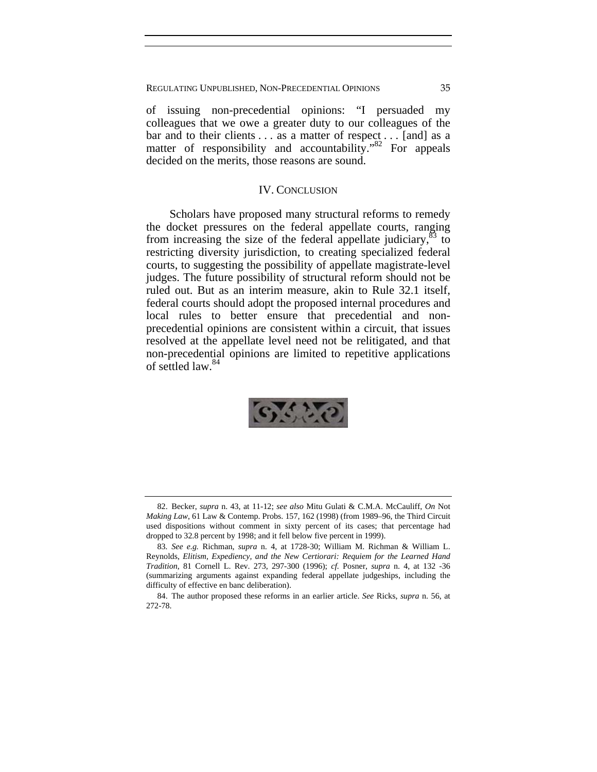of issuing non-precedential opinions: "I persuaded my colleagues that we owe a greater duty to our colleagues of the bar and to their clients . . . as a matter of respect . . . [and] as a matter of responsibility and accountability."[82] For appeals decided on the merits, those reasons are sound.

## IV. Conclusion

Scholars have proposed many structural reforms to remedy the docket pressures on the federal appellate courts, ranging from increasing the size of the federal appellate judiciary,[83] to restricting diversity jurisdiction, to creating specialized federal courts, to suggesting the possibility of appellate magistrate-level judges. The future possibility of structural reform should not be ruled out. But as an interim measure, akin to Rule 32.1 itself, federal courts should adopt the proposed internal procedures and local rules to better ensure that precedential and non-precedential opinions are consistent within a circuit, that issues resolved at the appellate level need not be relitigated, and that non-precedential opinions are limited to repetitive applications of settled law.[84]

---

82. Becker, *supra* n. 43, at 11-12; *see also* Mitu Gulati & C.M.A. McCauliff, *On* Not *Making Law*, 61 Law & Contemp. Probs. 157, 162 (1998) (from 1989–96, the Third Circuit used dispositions without comment in sixty percent of its cases; that percentage had dropped to 32.8 percent by 1998; and it fell below five percent in 1999).

83. *See e.g.* Richman, *supra* n. 4, at 1728-30; William M. Richman & William L. Reynolds, *Elitism, Expediency, and the New Certiorari: Requiem for the Learned Hand Tradition*, 81 Cornell L. Rev. 273, 297-300 (1996); *cf.* Posner, *supra* n. 4, at 132 -36 (summarizing arguments against expanding federal appellate judgeships, including the difficulty of effective en banc deliberation).

84. The author proposed these reforms in an earlier article. *See* Ricks, *supra* n. 56, at 272-78.